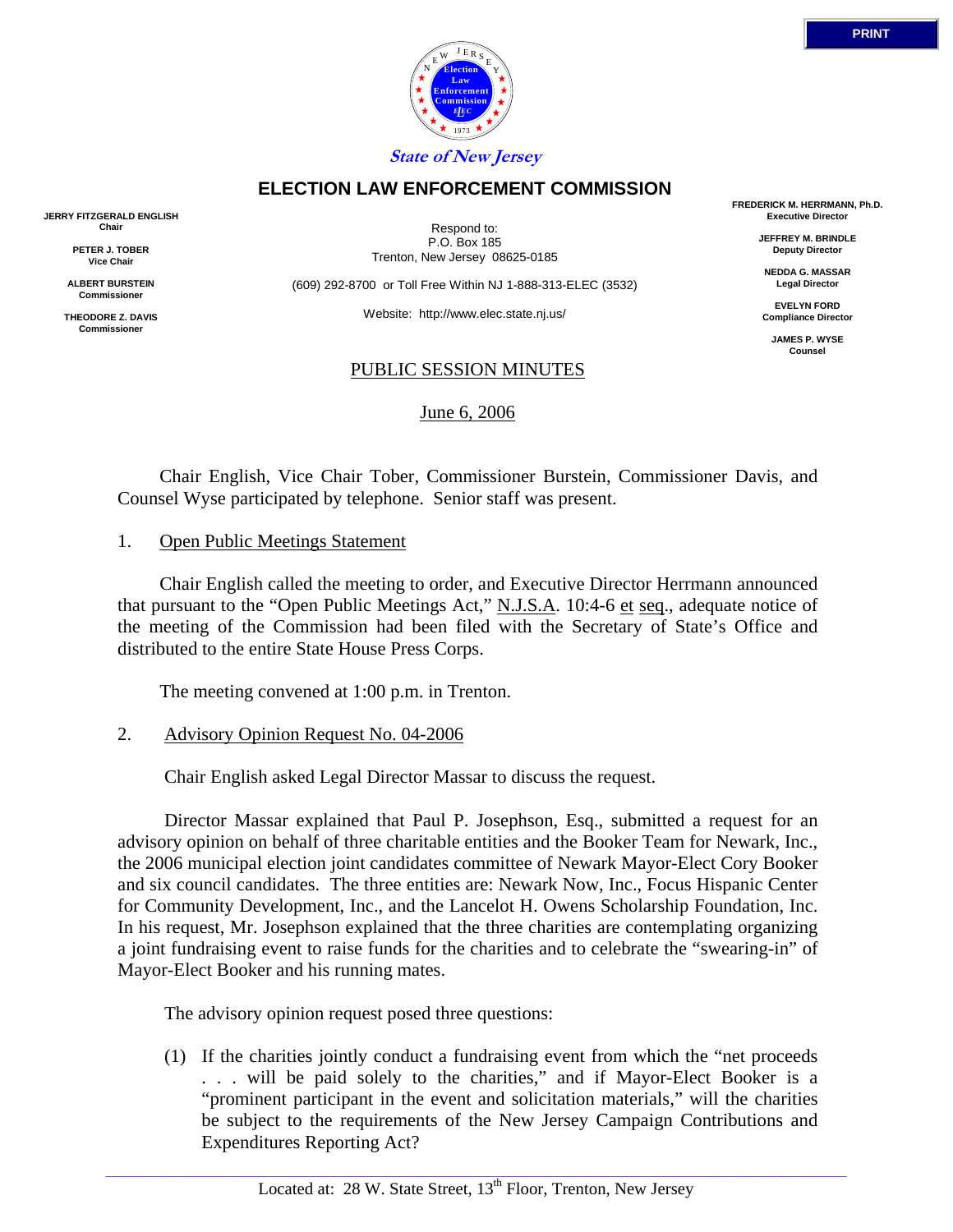State of New Jersey

# ELECTION LAW ENFORCEMENT COMMISSION

**JERRY FITZGERALD ENGLISH**
Chair

**PETER J. TOBER**
Vice Chair

**ALBERT BURSTEIN**
Commissioner

**THEODORE Z. DAVIS**
Commissioner

Respond to:
P.O. Box 185
Trenton, New Jersey 08625-0185

(609) 292-8700 or Toll Free Within NJ 1-888-313-ELEC (3532)

Website: http://www.elec.state.nj.us/

**FREDERICK M. HERRMANN, Ph.D.**
Executive Director

**JEFFREY M. BRINDLE**
Deputy Director

**NEDDA G. MASSAR**
Legal Director

**EVELYN FORD**
Compliance Director

**JAMES P. WYSE**
Counsel

## PUBLIC SESSION MINUTES

June 6, 2006

Chair English, Vice Chair Tober, Commissioner Burstein, Commissioner Davis, and Counsel Wyse participated by telephone. Senior staff was present.

1. Open Public Meetings Statement

Chair English called the meeting to order, and Executive Director Herrmann announced that pursuant to the "Open Public Meetings Act," N.J.S.A. 10:4-6 et seq., adequate notice of the meeting of the Commission had been filed with the Secretary of State's Office and distributed to the entire State House Press Corps.

The meeting convened at 1:00 p.m. in Trenton.

2. Advisory Opinion Request No. 04-2006

Chair English asked Legal Director Massar to discuss the request.

Director Massar explained that Paul P. Josephson, Esq., submitted a request for an advisory opinion on behalf of three charitable entities and the Booker Team for Newark, Inc., the 2006 municipal election joint candidates committee of Newark Mayor-Elect Cory Booker and six council candidates. The three entities are: Newark Now, Inc., Focus Hispanic Center for Community Development, Inc., and the Lancelot H. Owens Scholarship Foundation, Inc. In his request, Mr. Josephson explained that the three charities are contemplating organizing a joint fundraising event to raise funds for the charities and to celebrate the "swearing-in" of Mayor-Elect Booker and his running mates.

The advisory opinion request posed three questions:

(1) If the charities jointly conduct a fundraising event from which the "net proceeds . . . will be paid solely to the charities," and if Mayor-Elect Booker is a "prominent participant in the event and solicitation materials," will the charities be subject to the requirements of the New Jersey Campaign Contributions and Expenditures Reporting Act?

Located at: 28 W. State Street, 13th Floor, Trenton, New Jersey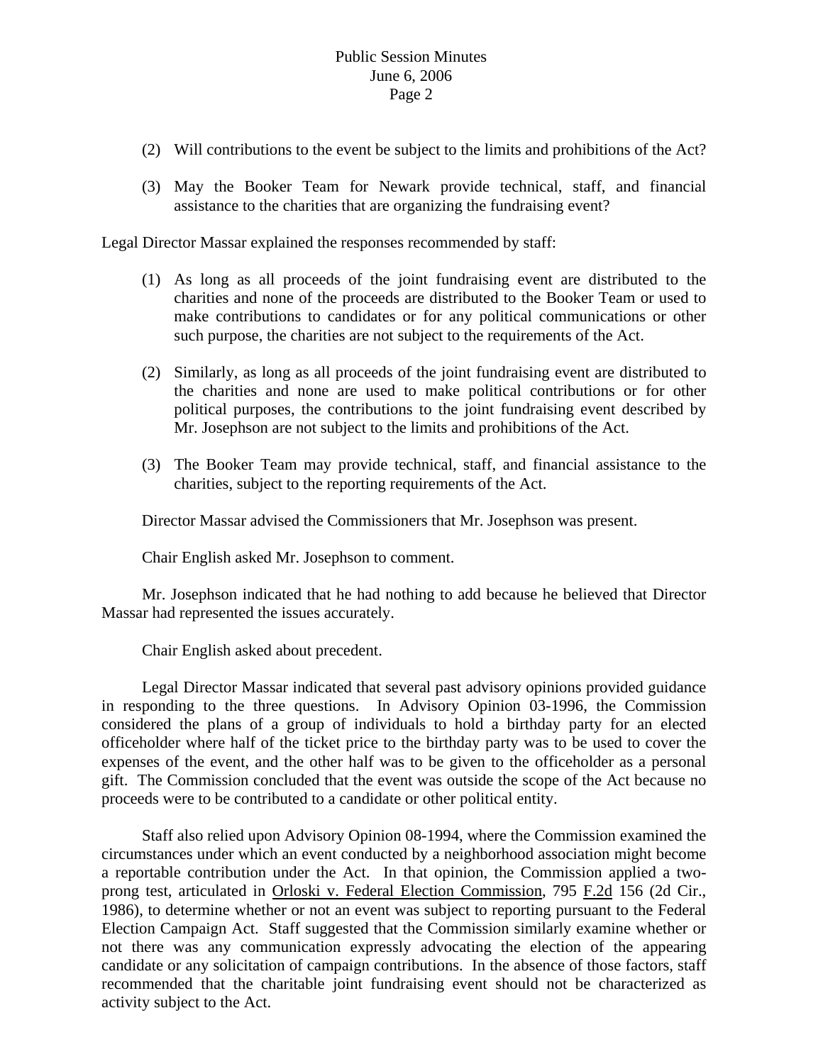(2) Will contributions to the event be subject to the limits and prohibitions of the Act?

(3) May the Booker Team for Newark provide technical, staff, and financial assistance to the charities that are organizing the fundraising event?

Legal Director Massar explained the responses recommended by staff:

(1) As long as all proceeds of the joint fundraising event are distributed to the charities and none of the proceeds are distributed to the Booker Team or used to make contributions to candidates or for any political communications or other such purpose, the charities are not subject to the requirements of the Act.

(2) Similarly, as long as all proceeds of the joint fundraising event are distributed to the charities and none are used to make political contributions or for other political purposes, the contributions to the joint fundraising event described by Mr. Josephson are not subject to the limits and prohibitions of the Act.

(3) The Booker Team may provide technical, staff, and financial assistance to the charities, subject to the reporting requirements of the Act.

Director Massar advised the Commissioners that Mr. Josephson was present.

Chair English asked Mr. Josephson to comment.

Mr. Josephson indicated that he had nothing to add because he believed that Director Massar had represented the issues accurately.

Chair English asked about precedent.

Legal Director Massar indicated that several past advisory opinions provided guidance in responding to the three questions. In Advisory Opinion 03-1996, the Commission considered the plans of a group of individuals to hold a birthday party for an elected officeholder where half of the ticket price to the birthday party was to be used to cover the expenses of the event, and the other half was to be given to the officeholder as a personal gift. The Commission concluded that the event was outside the scope of the Act because no proceeds were to be contributed to a candidate or other political entity.

Staff also relied upon Advisory Opinion 08-1994, where the Commission examined the circumstances under which an event conducted by a neighborhood association might become a reportable contribution under the Act. In that opinion, the Commission applied a two-prong test, articulated in Orloski v. Federal Election Commission, 795 F.2d 156 (2d Cir., 1986), to determine whether or not an event was subject to reporting pursuant to the Federal Election Campaign Act. Staff suggested that the Commission similarly examine whether or not there was any communication expressly advocating the election of the appearing candidate or any solicitation of campaign contributions. In the absence of those factors, staff recommended that the charitable joint fundraising event should not be characterized as activity subject to the Act.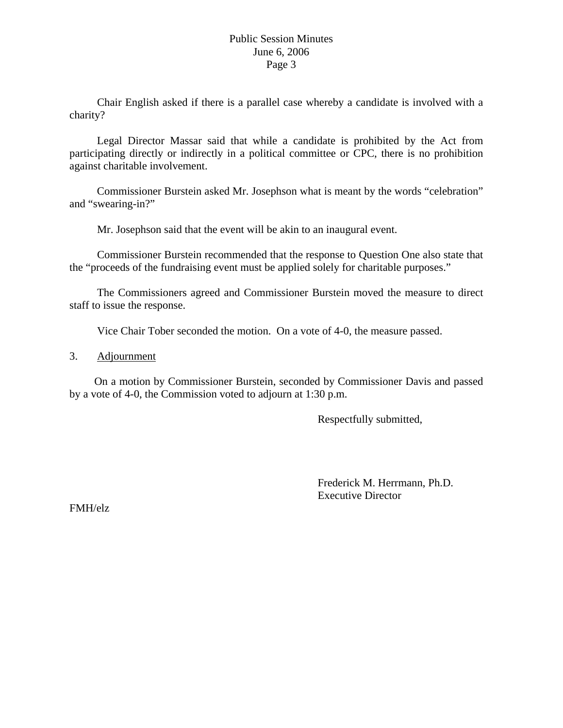Chair English asked if there is a parallel case whereby a candidate is involved with a charity?

Legal Director Massar said that while a candidate is prohibited by the Act from participating directly or indirectly in a political committee or CPC, there is no prohibition against charitable involvement.

Commissioner Burstein asked Mr. Josephson what is meant by the words "celebration" and "swearing-in?"

Mr. Josephson said that the event will be akin to an inaugural event.

Commissioner Burstein recommended that the response to Question One also state that the "proceeds of the fundraising event must be applied solely for charitable purposes."

The Commissioners agreed and Commissioner Burstein moved the measure to direct staff to issue the response.

Vice Chair Tober seconded the motion. On a vote of 4-0, the measure passed.

3. Adjournment

On a motion by Commissioner Burstein, seconded by Commissioner Davis and passed by a vote of 4-0, the Commission voted to adjourn at 1:30 p.m.

Respectfully submitted,

Frederick M. Herrmann, Ph.D.
Executive Director

FMH/elz